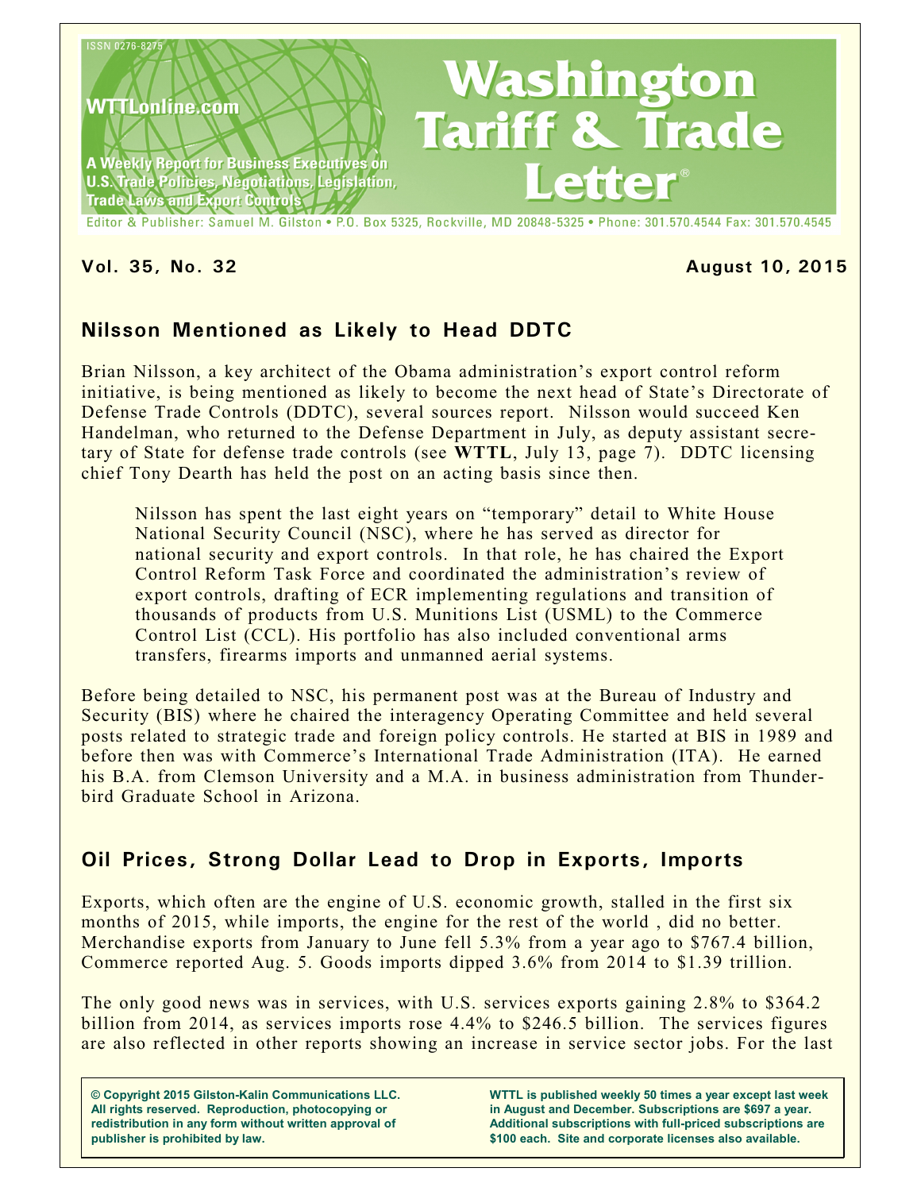ISSN 0276-8275

WTTLonline.com

A Weekly Report for Business Executives on U.S. Trade Policies, Negotiations, Legislation, Trade Laws and Export Controls

# Washington Tariff & Trade Letter®

Editor & Publisher: Samuel M. Gilston • P.O. Box 5325, Rockville, MD 20848-5325 • Phone: 301.570.4544 Fax: 301.570.4545

**Vol. 35, No. 32** **August 10, 2015**

## Nilsson Mentioned as Likely to Head DDTC

Brian Nilsson, a key architect of the Obama administration's export control reform initiative, is being mentioned as likely to become the next head of State's Directorate of Defense Trade Controls (DDTC), several sources report. Nilsson would succeed Ken Handelman, who returned to the Defense Department in July, as deputy assistant secretary of State for defense trade controls (see **WTTL**, July 13, page 7). DDTC licensing chief Tony Dearth has held the post on an acting basis since then.

> Nilsson has spent the last eight years on "temporary" detail to White House National Security Council (NSC), where he has served as director for national security and export controls. In that role, he has chaired the Export Control Reform Task Force and coordinated the administration's review of export controls, drafting of ECR implementing regulations and transition of thousands of products from U.S. Munitions List (USML) to the Commerce Control List (CCL). His portfolio has also included conventional arms transfers, firearms imports and unmanned aerial systems.

Before being detailed to NSC, his permanent post was at the Bureau of Industry and Security (BIS) where he chaired the interagency Operating Committee and held several posts related to strategic trade and foreign policy controls. He started at BIS in 1989 and before then was with Commerce's International Trade Administration (ITA). He earned his B.A. from Clemson University and a M.A. in business administration from Thunderbird Graduate School in Arizona.

## Oil Prices, Strong Dollar Lead to Drop in Exports, Imports

Exports, which often are the engine of U.S. economic growth, stalled in the first six months of 2015, while imports, the engine for the rest of the world , did no better. Merchandise exports from January to June fell 5.3% from a year ago to $767.4 billion, Commerce reported Aug. 5. Goods imports dipped 3.6% from 2014 to $1.39 trillion.

The only good news was in services, with U.S. services exports gaining 2.8% to $364.2 billion from 2014, as services imports rose 4.4% to $246.5 billion. The services figures are also reflected in other reports showing an increase in service sector jobs. For the last

**© Copyright 2015 Gilston-Kalin Communications LLC. All rights reserved. Reproduction, photocopying or redistribution in any form without written approval of publisher is prohibited by law.**

**WTTL is published weekly 50 times a year except last week in August and December. Subscriptions are $697 a year. Additional subscriptions with full-priced subscriptions are $100 each. Site and corporate licenses also available.**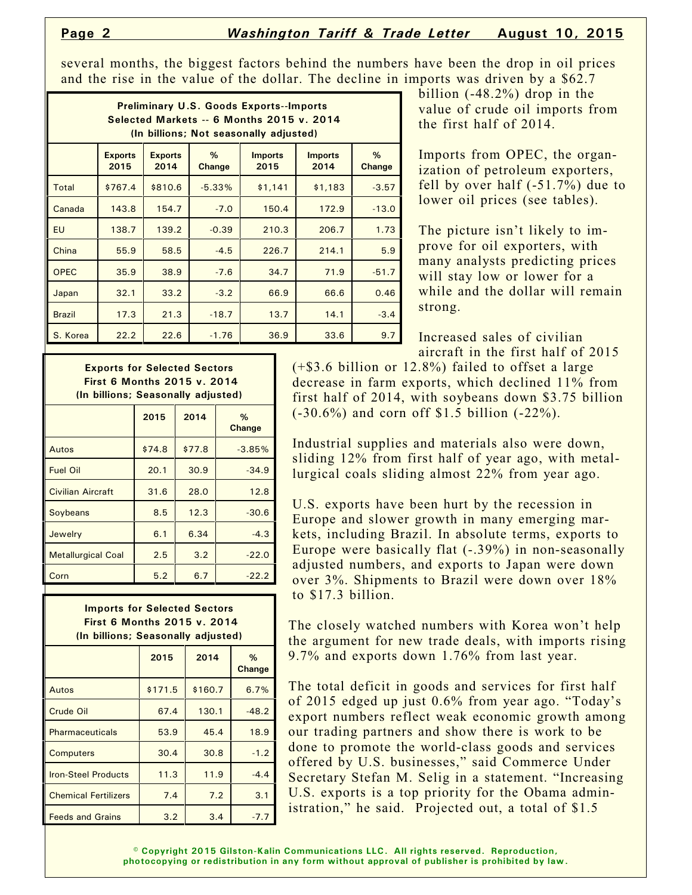several months, the biggest factors behind the numbers have been the drop in oil prices and the rise in the value of the dollar. The decline in imports was driven by a $62.7 billion (-48.2%) drop in the value of crude oil imports from the first half of 2014.

| Preliminary U.S. Goods Exports--Imports Selected Markets -- 6 Months 2015 v. 2014 (In billions; Not seasonally adjusted) | | | | | | |
|---|---|---|---|---|---|---|
| | Exports 2015 | Exports 2014 | % Change | Imports 2015 | Imports 2014 | % Change |
| Total | $767.4 | $810.6 | -5.33% | $1,141 | $1,183 | -3.57 |
| Canada | 143.8 | 154.7 | -7.0 | 150.4 | 172.9 | -13.0 |
| EU | 138.7 | 139.2 | -0.39 | 210.3 | 206.7 | 1.73 |
| China | 55.9 | 58.5 | -4.5 | 226.7 | 214.1 | 5.9 |
| OPEC | 35.9 | 38.9 | -7.6 | 34.7 | 71.9 | -51.7 |
| Japan | 32.1 | 33.2 | -3.2 | 66.9 | 66.6 | 0.46 |
| Brazil | 17.3 | 21.3 | -18.7 | 13.7 | 14.1 | -3.4 |
| S. Korea | 22.2 | 22.6 | -1.76 | 36.9 | 33.6 | 9.7 |

Imports from OPEC, the organization of petroleum exporters, fell by over half (-51.7%) due to lower oil prices (see tables).

The picture isn't likely to improve for oil exporters, with many analysts predicting prices will stay low or lower for a while and the dollar will remain strong.

Increased sales of civilian aircraft in the first half of 2015 (+$3.6 billion or 12.8%) failed to offset a large decrease in farm exports, which declined 11% from first half of 2014, with soybeans down $3.75 billion (-30.6%) and corn off $1.5 billion (-22%).

| Exports for Selected Sectors First 6 Months 2015 v. 2014 (In billions; Seasonally adjusted) | | | |
|---|---|---|---|
| | 2015 | 2014 | % Change |
| Autos | $74.8 | $77.8 | -3.85% |
| Fuel Oil | 20.1 | 30.9 | -34.9 |
| Civilian Aircraft | 31.6 | 28.0 | 12.8 |
| Soybeans | 8.5 | 12.3 | -30.6 |
| Jewelry | 6.1 | 6.34 | -4.3 |
| Metallurgical Coal | 2.5 | 3.2 | -22.0 |
| Corn | 5.2 | 6.7 | -22.2 |

Industrial supplies and materials also were down, sliding 12% from first half of year ago, with metallurgical coals sliding almost 22% from year ago.

U.S. exports have been hurt by the recession in Europe and slower growth in many emerging markets, including Brazil. In absolute terms, exports to Europe were basically flat (-.39%) in non-seasonally adjusted numbers, and exports to Japan were down over 3%. Shipments to Brazil were down over 18% to $17.3 billion.

| Imports for Selected Sectors First 6 Months 2015 v. 2014 (In billions; Seasonally adjusted) | | | |
|---|---|---|---|
| | 2015 | 2014 | % Change |
| Autos | $171.5 | $160.7 | 6.7% |
| Crude Oil | 67.4 | 130.1 | -48.2 |
| Pharmaceuticals | 53.9 | 45.4 | 18.9 |
| Computers | 30.4 | 30.8 | -1.2 |
| Iron-Steel Products | 11.3 | 11.9 | -4.4 |
| Chemical Fertilizers | 7.4 | 7.2 | 3.1 |
| Feeds and Grains | 3.2 | 3.4 | -7.7 |

The closely watched numbers with Korea won't help the argument for new trade deals, with imports rising 9.7% and exports down 1.76% from last year.

The total deficit in goods and services for first half of 2015 edged up just 0.6% from year ago. "Today's export numbers reflect weak economic growth among our trading partners and show there is work to be done to promote the world-class goods and services offered by U.S. businesses," said Commerce Under Secretary Stefan M. Selig in a statement. "Increasing U.S. exports is a top priority for the Obama administration," he said. Projected out, a total of $1.5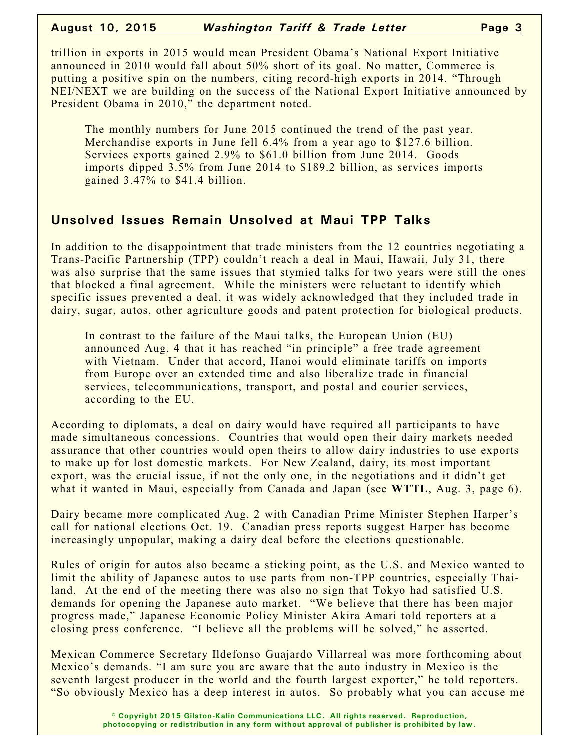trillion in exports in 2015 would mean President Obama's National Export Initiative announced in 2010 would fall about 50% short of its goal. No matter, Commerce is putting a positive spin on the numbers, citing record-high exports in 2014. "Through NEI/NEXT we are building on the success of the National Export Initiative announced by President Obama in 2010," the department noted.

The monthly numbers for June 2015 continued the trend of the past year. Merchandise exports in June fell 6.4% from a year ago to $127.6 billion. Services exports gained 2.9% to $61.0 billion from June 2014. Goods imports dipped 3.5% from June 2014 to $189.2 billion, as services imports gained 3.47% to $41.4 billion.

## Unsolved Issues Remain Unsolved at Maui TPP Talks

In addition to the disappointment that trade ministers from the 12 countries negotiating a Trans-Pacific Partnership (TPP) couldn't reach a deal in Maui, Hawaii, July 31, there was also surprise that the same issues that stymied talks for two years were still the ones that blocked a final agreement. While the ministers were reluctant to identify which specific issues prevented a deal, it was widely acknowledged that they included trade in dairy, sugar, autos, other agriculture goods and patent protection for biological products.

In contrast to the failure of the Maui talks, the European Union (EU) announced Aug. 4 that it has reached "in principle" a free trade agreement with Vietnam. Under that accord, Hanoi would eliminate tariffs on imports from Europe over an extended time and also liberalize trade in financial services, telecommunications, transport, and postal and courier services, according to the EU.

According to diplomats, a deal on dairy would have required all participants to have made simultaneous concessions. Countries that would open their dairy markets needed assurance that other countries would open theirs to allow dairy industries to use exports to make up for lost domestic markets. For New Zealand, dairy, its most important export, was the crucial issue, if not the only one, in the negotiations and it didn't get what it wanted in Maui, especially from Canada and Japan (see **WTTL**, Aug. 3, page 6).

Dairy became more complicated Aug. 2 with Canadian Prime Minister Stephen Harper's call for national elections Oct. 19. Canadian press reports suggest Harper has become increasingly unpopular, making a dairy deal before the elections questionable.

Rules of origin for autos also became a sticking point, as the U.S. and Mexico wanted to limit the ability of Japanese autos to use parts from non-TPP countries, especially Thailand. At the end of the meeting there was also no sign that Tokyo had satisfied U.S. demands for opening the Japanese auto market. "We believe that there has been major progress made," Japanese Economic Policy Minister Akira Amari told reporters at a closing press conference. "I believe all the problems will be solved," he asserted.

Mexican Commerce Secretary Ildefonso Guajardo Villarreal was more forthcoming about Mexico's demands. "I am sure you are aware that the auto industry in Mexico is the seventh largest producer in the world and the fourth largest exporter," he told reporters. "So obviously Mexico has a deep interest in autos. So probably what you can accuse me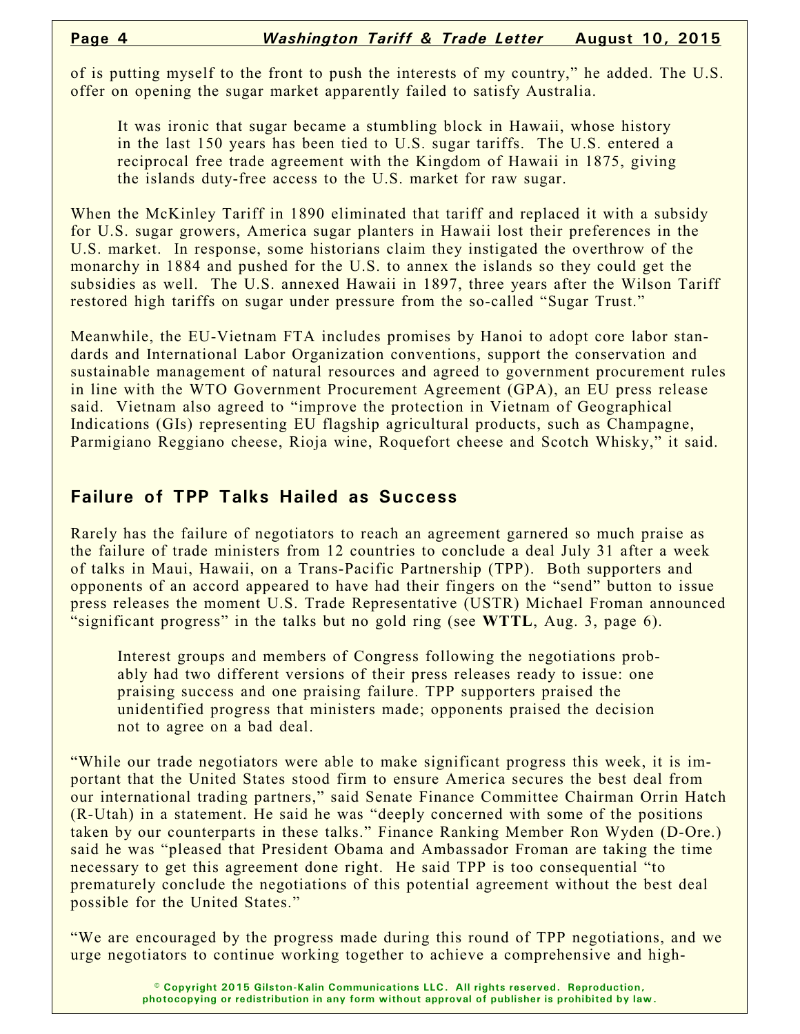of is putting myself to the front to push the interests of my country," he added. The U.S. offer on opening the sugar market apparently failed to satisfy Australia.

> It was ironic that sugar became a stumbling block in Hawaii, whose history in the last 150 years has been tied to U.S. sugar tariffs. The U.S. entered a reciprocal free trade agreement with the Kingdom of Hawaii in 1875, giving the islands duty-free access to the U.S. market for raw sugar.

When the McKinley Tariff in 1890 eliminated that tariff and replaced it with a subsidy for U.S. sugar growers, America sugar planters in Hawaii lost their preferences in the U.S. market. In response, some historians claim they instigated the overthrow of the monarchy in 1884 and pushed for the U.S. to annex the islands so they could get the subsidies as well. The U.S. annexed Hawaii in 1897, three years after the Wilson Tariff restored high tariffs on sugar under pressure from the so-called "Sugar Trust."

Meanwhile, the EU-Vietnam FTA includes promises by Hanoi to adopt core labor standards and International Labor Organization conventions, support the conservation and sustainable management of natural resources and agreed to government procurement rules in line with the WTO Government Procurement Agreement (GPA), an EU press release said. Vietnam also agreed to "improve the protection in Vietnam of Geographical Indications (GIs) representing EU flagship agricultural products, such as Champagne, Parmigiano Reggiano cheese, Rioja wine, Roquefort cheese and Scotch Whisky," it said.

## Failure of TPP Talks Hailed as Success

Rarely has the failure of negotiators to reach an agreement garnered so much praise as the failure of trade ministers from 12 countries to conclude a deal July 31 after a week of talks in Maui, Hawaii, on a Trans-Pacific Partnership (TPP). Both supporters and opponents of an accord appeared to have had their fingers on the "send" button to issue press releases the moment U.S. Trade Representative (USTR) Michael Froman announced "significant progress" in the talks but no gold ring (see **WTTL**, Aug. 3, page 6).

> Interest groups and members of Congress following the negotiations probably had two different versions of their press releases ready to issue: one praising success and one praising failure. TPP supporters praised the unidentified progress that ministers made; opponents praised the decision not to agree on a bad deal.

"While our trade negotiators were able to make significant progress this week, it is important that the United States stood firm to ensure America secures the best deal from our international trading partners," said Senate Finance Committee Chairman Orrin Hatch (R-Utah) in a statement. He said he was "deeply concerned with some of the positions taken by our counterparts in these talks." Finance Ranking Member Ron Wyden (D-Ore.) said he was "pleased that President Obama and Ambassador Froman are taking the time necessary to get this agreement done right. He said TPP is too consequential "to prematurely conclude the negotiations of this potential agreement without the best deal possible for the United States."

"We are encouraged by the progress made during this round of TPP negotiations, and we urge negotiators to continue working together to achieve a comprehensive and high-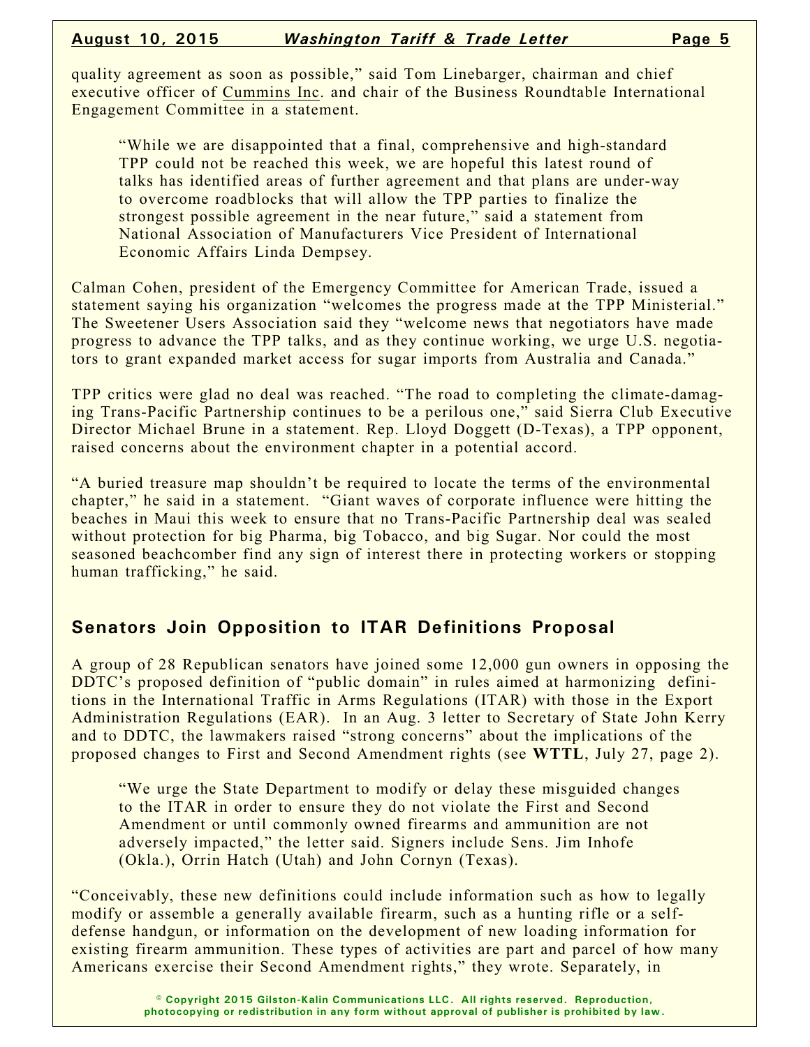quality agreement as soon as possible," said Tom Linebarger, chairman and chief executive officer of Cummins Inc. and chair of the Business Roundtable International Engagement Committee in a statement.

> "While we are disappointed that a final, comprehensive and high-standard TPP could not be reached this week, we are hopeful this latest round of talks has identified areas of further agreement and that plans are under-way to overcome roadblocks that will allow the TPP parties to finalize the strongest possible agreement in the near future," said a statement from National Association of Manufacturers Vice President of International Economic Affairs Linda Dempsey.

Calman Cohen, president of the Emergency Committee for American Trade, issued a statement saying his organization "welcomes the progress made at the TPP Ministerial." The Sweetener Users Association said they "welcome news that negotiators have made progress to advance the TPP talks, and as they continue working, we urge U.S. negotiators to grant expanded market access for sugar imports from Australia and Canada."

TPP critics were glad no deal was reached. "The road to completing the climate-damaging Trans-Pacific Partnership continues to be a perilous one," said Sierra Club Executive Director Michael Brune in a statement. Rep. Lloyd Doggett (D-Texas), a TPP opponent, raised concerns about the environment chapter in a potential accord.

"A buried treasure map shouldn't be required to locate the terms of the environmental chapter," he said in a statement. "Giant waves of corporate influence were hitting the beaches in Maui this week to ensure that no Trans-Pacific Partnership deal was sealed without protection for big Pharma, big Tobacco, and big Sugar. Nor could the most seasoned beachcomber find any sign of interest there in protecting workers or stopping human trafficking," he said.

## Senators Join Opposition to ITAR Definitions Proposal

A group of 28 Republican senators have joined some 12,000 gun owners in opposing the DDTC's proposed definition of "public domain" in rules aimed at harmonizing definitions in the International Traffic in Arms Regulations (ITAR) with those in the Export Administration Regulations (EAR). In an Aug. 3 letter to Secretary of State John Kerry and to DDTC, the lawmakers raised "strong concerns" about the implications of the proposed changes to First and Second Amendment rights (see **WTTL**, July 27, page 2).

> "We urge the State Department to modify or delay these misguided changes to the ITAR in order to ensure they do not violate the First and Second Amendment or until commonly owned firearms and ammunition are not adversely impacted," the letter said. Signers include Sens. Jim Inhofe (Okla.), Orrin Hatch (Utah) and John Cornyn (Texas).

"Conceivably, these new definitions could include information such as how to legally modify or assemble a generally available firearm, such as a hunting rifle or a self-defense handgun, or information on the development of new loading information for existing firearm ammunition. These types of activities are part and parcel of how many Americans exercise their Second Amendment rights," they wrote. Separately, in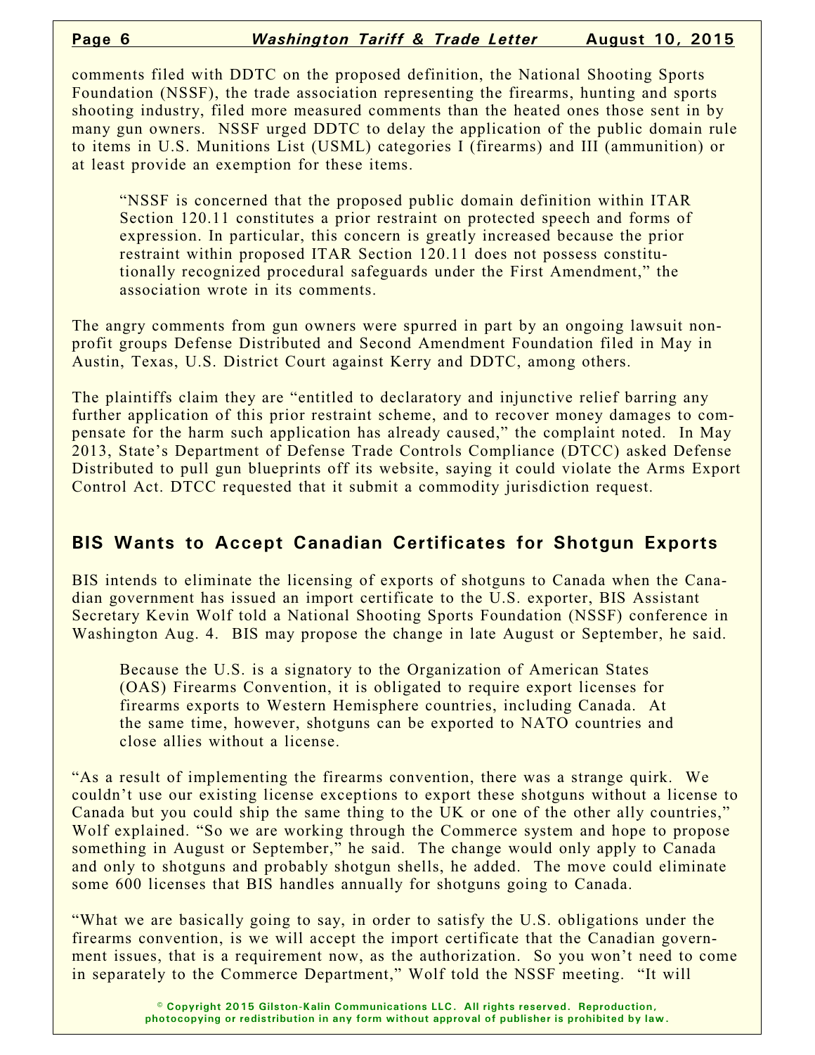comments filed with DDTC on the proposed definition, the National Shooting Sports Foundation (NSSF), the trade association representing the firearms, hunting and sports shooting industry, filed more measured comments than the heated ones those sent in by many gun owners. NSSF urged DDTC to delay the application of the public domain rule to items in U.S. Munitions List (USML) categories I (firearms) and III (ammunition) or at least provide an exemption for these items.

> "NSSF is concerned that the proposed public domain definition within ITAR Section 120.11 constitutes a prior restraint on protected speech and forms of expression. In particular, this concern is greatly increased because the prior restraint within proposed ITAR Section 120.11 does not possess constitutionally recognized procedural safeguards under the First Amendment," the association wrote in its comments.

The angry comments from gun owners were spurred in part by an ongoing lawsuit non-profit groups Defense Distributed and Second Amendment Foundation filed in May in Austin, Texas, U.S. District Court against Kerry and DDTC, among others.

The plaintiffs claim they are "entitled to declaratory and injunctive relief barring any further application of this prior restraint scheme, and to recover money damages to compensate for the harm such application has already caused," the complaint noted. In May 2013, State's Department of Defense Trade Controls Compliance (DTCC) asked Defense Distributed to pull gun blueprints off its website, saying it could violate the Arms Export Control Act. DTCC requested that it submit a commodity jurisdiction request.

## BIS Wants to Accept Canadian Certificates for Shotgun Exports

BIS intends to eliminate the licensing of exports of shotguns to Canada when the Canadian government has issued an import certificate to the U.S. exporter, BIS Assistant Secretary Kevin Wolf told a National Shooting Sports Foundation (NSSF) conference in Washington Aug. 4. BIS may propose the change in late August or September, he said.

> Because the U.S. is a signatory to the Organization of American States (OAS) Firearms Convention, it is obligated to require export licenses for firearms exports to Western Hemisphere countries, including Canada. At the same time, however, shotguns can be exported to NATO countries and close allies without a license.

"As a result of implementing the firearms convention, there was a strange quirk. We couldn't use our existing license exceptions to export these shotguns without a license to Canada but you could ship the same thing to the UK or one of the other ally countries," Wolf explained. "So we are working through the Commerce system and hope to propose something in August or September," he said. The change would only apply to Canada and only to shotguns and probably shotgun shells, he added. The move could eliminate some 600 licenses that BIS handles annually for shotguns going to Canada.

"What we are basically going to say, in order to satisfy the U.S. obligations under the firearms convention, is we will accept the import certificate that the Canadian government issues, that is a requirement now, as the authorization. So you won't need to come in separately to the Commerce Department," Wolf told the NSSF meeting. "It will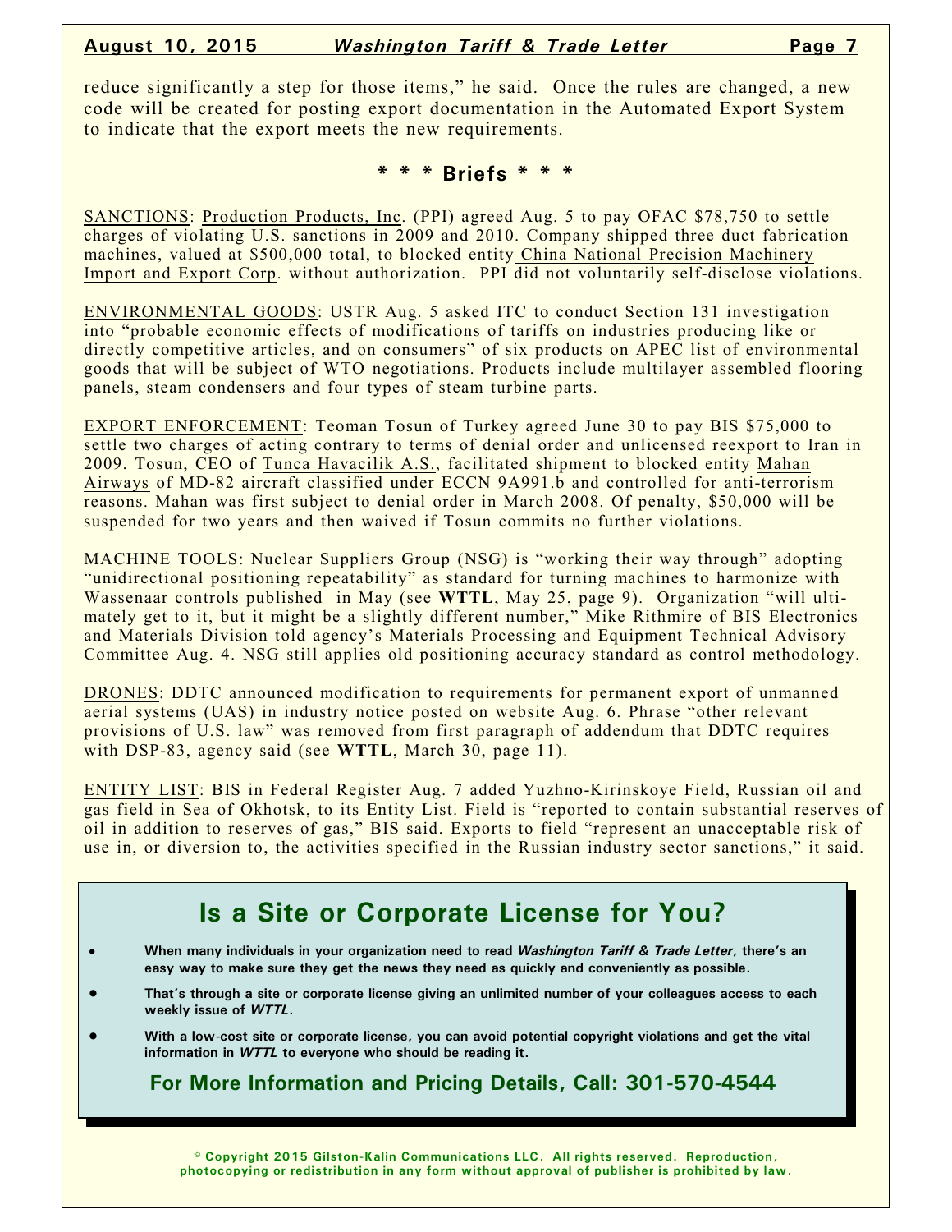reduce significantly a step for those items," he said. Once the rules are changed, a new code will be created for posting export documentation in the Automated Export System to indicate that the export meets the new requirements.

## * * * Briefs * * *

SANCTIONS: Production Products, Inc. (PPI) agreed Aug. 5 to pay OFAC $78,750 to settle charges of violating U.S. sanctions in 2009 and 2010. Company shipped three duct fabrication machines, valued at $500,000 total, to blocked entity China National Precision Machinery Import and Export Corp. without authorization. PPI did not voluntarily self-disclose violations.

ENVIRONMENTAL GOODS: USTR Aug. 5 asked ITC to conduct Section 131 investigation into "probable economic effects of modifications of tariffs on industries producing like or directly competitive articles, and on consumers" of six products on APEC list of environmental goods that will be subject of WTO negotiations. Products include multilayer assembled flooring panels, steam condensers and four types of steam turbine parts.

EXPORT ENFORCEMENT: Teoman Tosun of Turkey agreed June 30 to pay BIS $75,000 to settle two charges of acting contrary to terms of denial order and unlicensed reexport to Iran in 2009. Tosun, CEO of Tunca Havacilik A.S., facilitated shipment to blocked entity Mahan Airways of MD-82 aircraft classified under ECCN 9A991.b and controlled for anti-terrorism reasons. Mahan was first subject to denial order in March 2008. Of penalty, $50,000 will be suspended for two years and then waived if Tosun commits no further violations.

MACHINE TOOLS: Nuclear Suppliers Group (NSG) is "working their way through" adopting "unidirectional positioning repeatability" as standard for turning machines to harmonize with Wassenaar controls published in May (see **WTTL**, May 25, page 9). Organization "will ultimately get to it, but it might be a slightly different number," Mike Rithmire of BIS Electronics and Materials Division told agency's Materials Processing and Equipment Technical Advisory Committee Aug. 4. NSG still applies old positioning accuracy standard as control methodology.

DRONES: DDTC announced modification to requirements for permanent export of unmanned aerial systems (UAS) in industry notice posted on website Aug. 6. Phrase "other relevant provisions of U.S. law" was removed from first paragraph of addendum that DDTC requires with DSP-83, agency said (see **WTTL**, March 30, page 11).

ENTITY LIST: BIS in Federal Register Aug. 7 added Yuzhno-Kirinskoye Field, Russian oil and gas field in Sea of Okhotsk, to its Entity List. Field is "reported to contain substantial reserves of oil in addition to reserves of gas," BIS said. Exports to field "represent an unacceptable risk of use in, or diversion to, the activities specified in the Russian industry sector sanctions," it said.

## Is a Site or Corporate License for You?

- **When many individuals in your organization need to read *Washington Tariff & Trade Letter*, there's an easy way to make sure they get the news they need as quickly and conveniently as possible.**
- **That's through a site or corporate license giving an unlimited number of your colleagues access to each weekly issue of *WTTL*.**
- **With a low-cost site or corporate license, you can avoid potential copyright violations and get the vital information in *WTTL* to everyone who should be reading it.**

**For More Information and Pricing Details, Call: 301-570-4544**

**© Copyright 2015 Gilston-Kalin Communications LLC. All rights reserved. Reproduction, photocopying or redistribution in any form without approval of publisher is prohibited by law.**